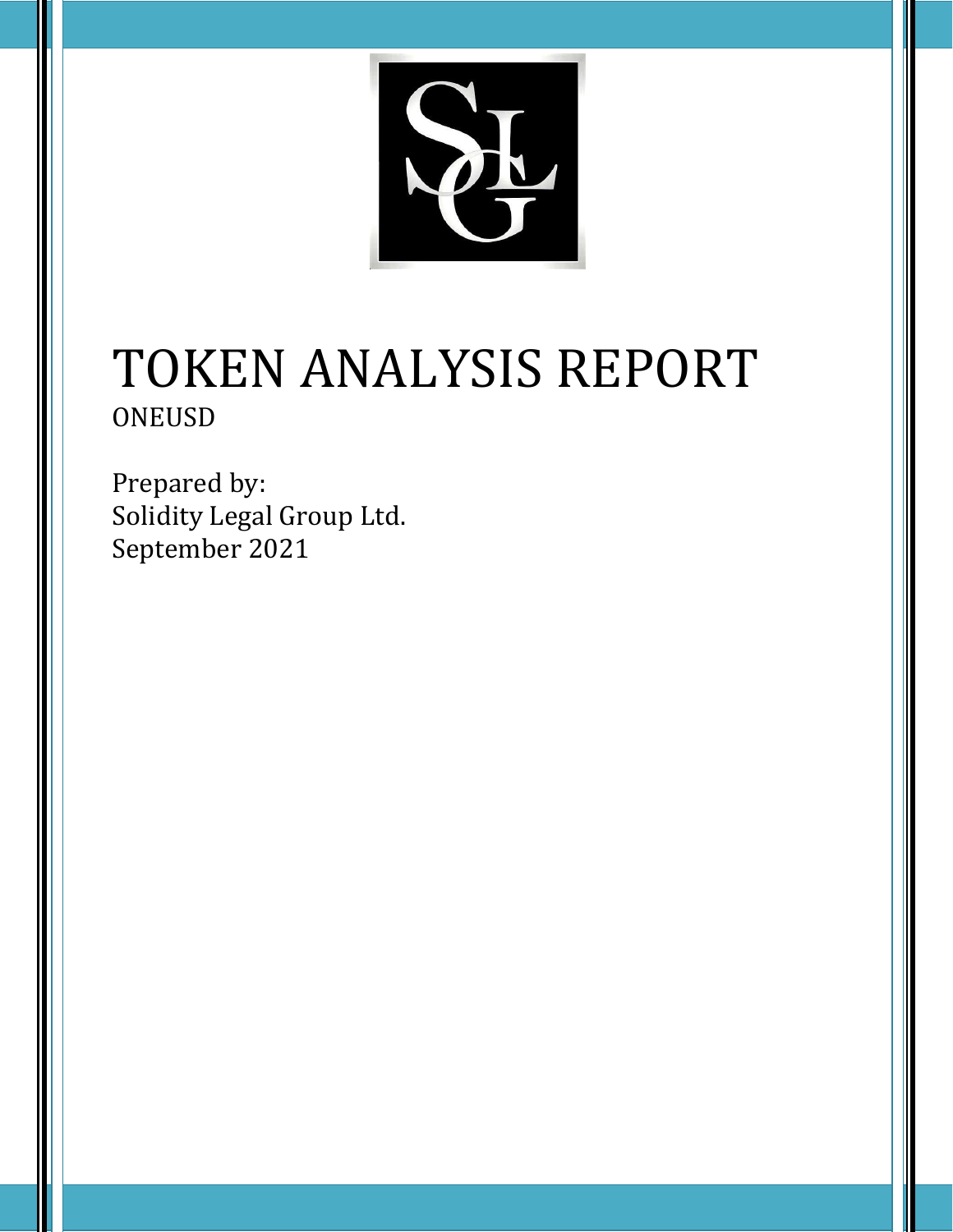# TOKEN ANALYSIS REPORT

ONEUSD

Prepared by:
Solidity Legal Group Ltd.
September 2021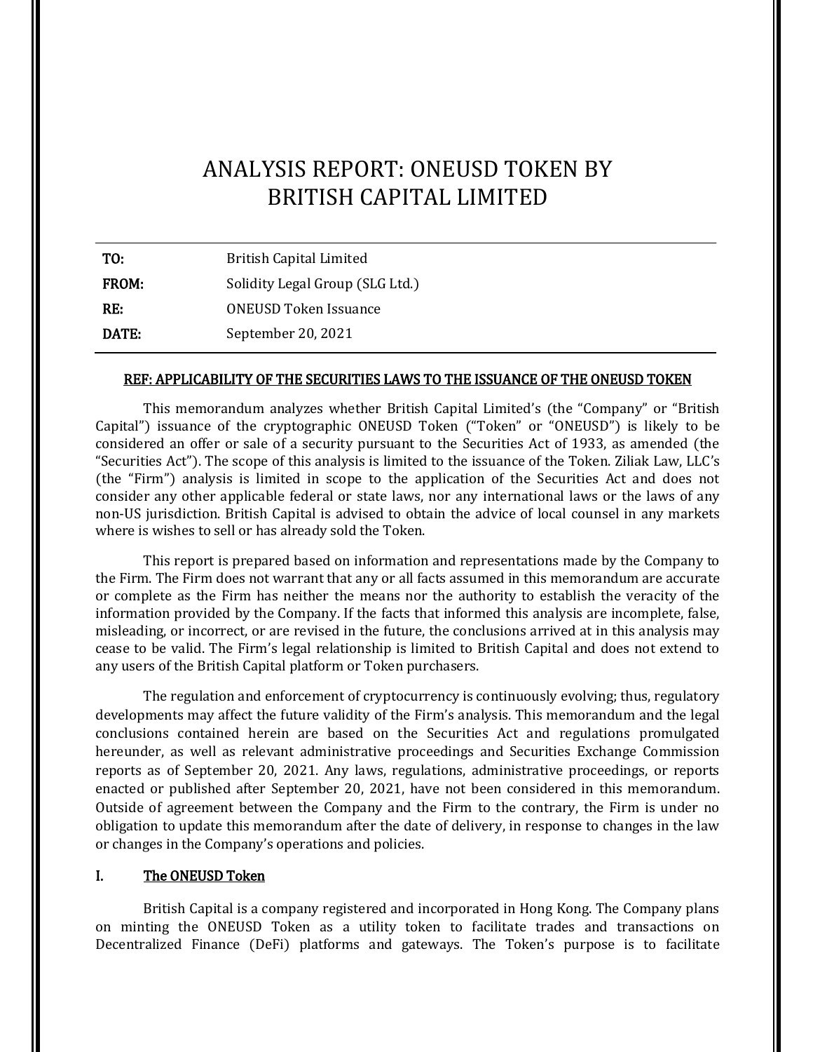# ANALYSIS REPORT: ONEUSD TOKEN BY BRITISH CAPITAL LIMITED

| | |
|---|---|
| **TO:** | British Capital Limited |
| **FROM:** | Solidity Legal Group (SLG Ltd.) |
| **RE:** | ONEUSD Token Issuance |
| **DATE:** | September 20, 2021 |

**REF: APPLICABILITY OF THE SECURITIES LAWS TO THE ISSUANCE OF THE ONEUSD TOKEN**

This memorandum analyzes whether British Capital Limited's (the "Company" or "British Capital") issuance of the cryptographic ONEUSD Token ("Token" or "ONEUSD") is likely to be considered an offer or sale of a security pursuant to the Securities Act of 1933, as amended (the "Securities Act"). The scope of this analysis is limited to the issuance of the Token. Ziliak Law, LLC's (the "Firm") analysis is limited in scope to the application of the Securities Act and does not consider any other applicable federal or state laws, nor any international laws or the laws of any non-US jurisdiction. British Capital is advised to obtain the advice of local counsel in any markets where is wishes to sell or has already sold the Token.

This report is prepared based on information and representations made by the Company to the Firm. The Firm does not warrant that any or all facts assumed in this memorandum are accurate or complete as the Firm has neither the means nor the authority to establish the veracity of the information provided by the Company. If the facts that informed this analysis are incomplete, false, misleading, or incorrect, or are revised in the future, the conclusions arrived at in this analysis may cease to be valid. The Firm's legal relationship is limited to British Capital and does not extend to any users of the British Capital platform or Token purchasers.

The regulation and enforcement of cryptocurrency is continuously evolving; thus, regulatory developments may affect the future validity of the Firm's analysis. This memorandum and the legal conclusions contained herein are based on the Securities Act and regulations promulgated hereunder, as well as relevant administrative proceedings and Securities Exchange Commission reports as of September 20, 2021. Any laws, regulations, administrative proceedings, or reports enacted or published after September 20, 2021, have not been considered in this memorandum. Outside of agreement between the Company and the Firm to the contrary, the Firm is under no obligation to update this memorandum after the date of delivery, in response to changes in the law or changes in the Company's operations and policies.

## I. The ONEUSD Token

British Capital is a company registered and incorporated in Hong Kong. The Company plans on minting the ONEUSD Token as a utility token to facilitate trades and transactions on Decentralized Finance (DeFi) platforms and gateways. The Token's purpose is to facilitate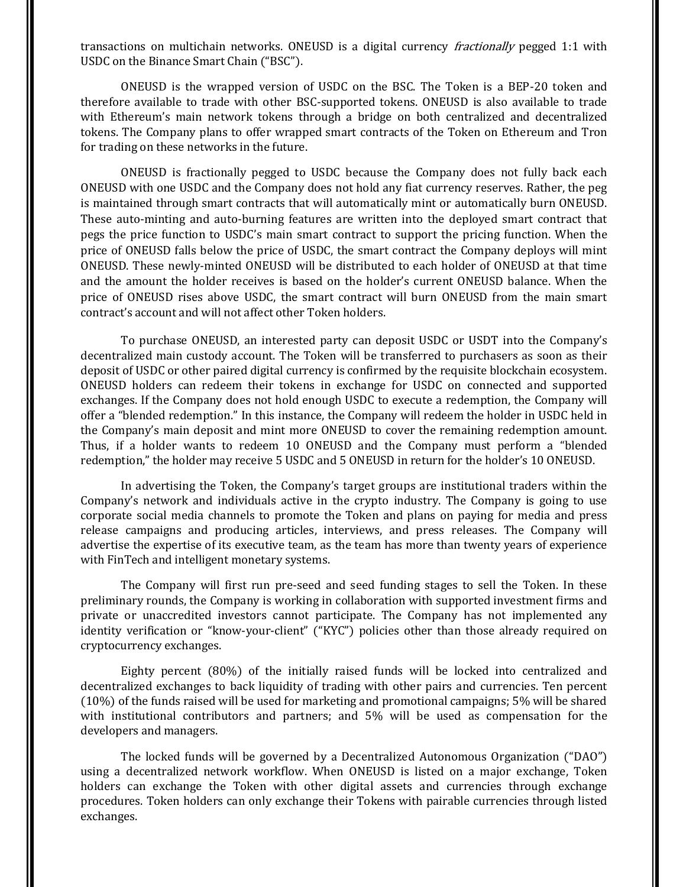transactions on multichain networks. ONEUSD is a digital currency *fractionally* pegged 1:1 with USDC on the Binance Smart Chain ("BSC").

ONEUSD is the wrapped version of USDC on the BSC. The Token is a BEP-20 token and therefore available to trade with other BSC-supported tokens. ONEUSD is also available to trade with Ethereum's main network tokens through a bridge on both centralized and decentralized tokens. The Company plans to offer wrapped smart contracts of the Token on Ethereum and Tron for trading on these networks in the future.

ONEUSD is fractionally pegged to USDC because the Company does not fully back each ONEUSD with one USDC and the Company does not hold any fiat currency reserves. Rather, the peg is maintained through smart contracts that will automatically mint or automatically burn ONEUSD. These auto-minting and auto-burning features are written into the deployed smart contract that pegs the price function to USDC's main smart contract to support the pricing function. When the price of ONEUSD falls below the price of USDC, the smart contract the Company deploys will mint ONEUSD. These newly-minted ONEUSD will be distributed to each holder of ONEUSD at that time and the amount the holder receives is based on the holder's current ONEUSD balance. When the price of ONEUSD rises above USDC, the smart contract will burn ONEUSD from the main smart contract's account and will not affect other Token holders.

To purchase ONEUSD, an interested party can deposit USDC or USDT into the Company's decentralized main custody account. The Token will be transferred to purchasers as soon as their deposit of USDC or other paired digital currency is confirmed by the requisite blockchain ecosystem. ONEUSD holders can redeem their tokens in exchange for USDC on connected and supported exchanges. If the Company does not hold enough USDC to execute a redemption, the Company will offer a "blended redemption." In this instance, the Company will redeem the holder in USDC held in the Company's main deposit and mint more ONEUSD to cover the remaining redemption amount. Thus, if a holder wants to redeem 10 ONEUSD and the Company must perform a "blended redemption," the holder may receive 5 USDC and 5 ONEUSD in return for the holder's 10 ONEUSD.

In advertising the Token, the Company's target groups are institutional traders within the Company's network and individuals active in the crypto industry. The Company is going to use corporate social media channels to promote the Token and plans on paying for media and press release campaigns and producing articles, interviews, and press releases. The Company will advertise the expertise of its executive team, as the team has more than twenty years of experience with FinTech and intelligent monetary systems.

The Company will first run pre-seed and seed funding stages to sell the Token. In these preliminary rounds, the Company is working in collaboration with supported investment firms and private or unaccredited investors cannot participate. The Company has not implemented any identity verification or "know-your-client" ("KYC") policies other than those already required on cryptocurrency exchanges.

Eighty percent (80%) of the initially raised funds will be locked into centralized and decentralized exchanges to back liquidity of trading with other pairs and currencies. Ten percent (10%) of the funds raised will be used for marketing and promotional campaigns; 5% will be shared with institutional contributors and partners; and 5% will be used as compensation for the developers and managers.

The locked funds will be governed by a Decentralized Autonomous Organization ("DAO") using a decentralized network workflow. When ONEUSD is listed on a major exchange, Token holders can exchange the Token with other digital assets and currencies through exchange procedures. Token holders can only exchange their Tokens with pairable currencies through listed exchanges.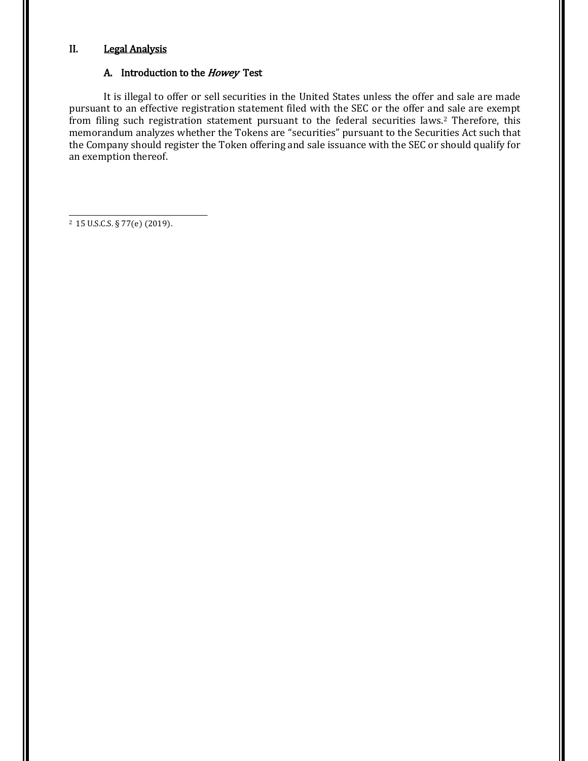## II. Legal Analysis

### A. Introduction to the *Howey* Test

It is illegal to offer or sell securities in the United States unless the offer and sale are made pursuant to an effective registration statement filed with the SEC or the offer and sale are exempt from filing such registration statement pursuant to the federal securities laws.[2] Therefore, this memorandum analyzes whether the Tokens are "securities" pursuant to the Securities Act such that the Company should register the Token offering and sale issuance with the SEC or should qualify for an exemption thereof.

---

[2] 15 U.S.C.S. § 77(e) (2019).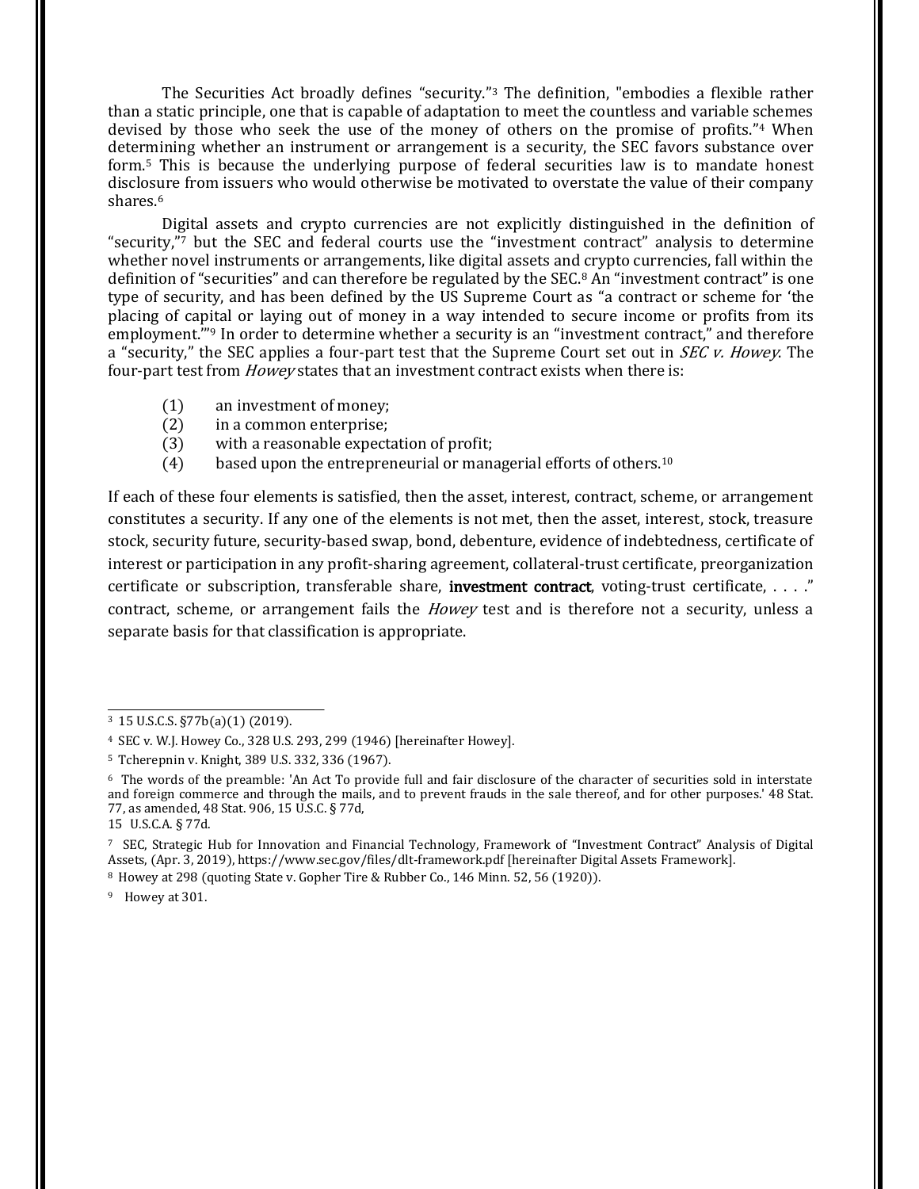The Securities Act broadly defines "security."[3] The definition, "embodies a flexible rather than a static principle, one that is capable of adaptation to meet the countless and variable schemes devised by those who seek the use of the money of others on the promise of profits."[4] When determining whether an instrument or arrangement is a security, the SEC favors substance over form.[5] This is because the underlying purpose of federal securities law is to mandate honest disclosure from issuers who would otherwise be motivated to overstate the value of their company shares.[6]

Digital assets and crypto currencies are not explicitly distinguished in the definition of "security,"[7] but the SEC and federal courts use the "investment contract" analysis to determine whether novel instruments or arrangements, like digital assets and crypto currencies, fall within the definition of "securities" and can therefore be regulated by the SEC.[8] An "investment contract" is one type of security, and has been defined by the US Supreme Court as "a contract or scheme for 'the placing of capital or laying out of money in a way intended to secure income or profits from its employment.'"[9] In order to determine whether a security is an "investment contract," and therefore a "security," the SEC applies a four-part test that the Supreme Court set out in *SEC v. Howey*. The four-part test from *Howey* states that an investment contract exists when there is:

(1) an investment of money;
(2) in a common enterprise;
(3) with a reasonable expectation of profit;
(4) based upon the entrepreneurial or managerial efforts of others.[10]

If each of these four elements is satisfied, then the asset, interest, contract, scheme, or arrangement constitutes a security. If any one of the elements is not met, then the asset, interest, stock, treasure stock, security future, security-based swap, bond, debenture, evidence of indebtedness, certificate of interest or participation in any profit-sharing agreement, collateral-trust certificate, preorganization certificate or subscription, transferable share, **investment contract**, voting-trust certificate, . . . ." contract, scheme, or arrangement fails the *Howey* test and is therefore not a security, unless a separate basis for that classification is appropriate.

---

[3] 15 U.S.C.S. §77b(a)(1) (2019).

[4] SEC v. W.J. Howey Co., 328 U.S. 293, 299 (1946) [hereinafter Howey].

[5] Tcherepnin v. Knight, 389 U.S. 332, 336 (1967).

[6] The words of the preamble: 'An Act To provide full and fair disclosure of the character of securities sold in interstate and foreign commerce and through the mails, and to prevent frauds in the sale thereof, and for other purposes.' 48 Stat. 77, as amended, 48 Stat. 906, 15 U.S.C. § 77d,
15 U.S.C.A. § 77d.

[7] SEC, Strategic Hub for Innovation and Financial Technology, Framework of "Investment Contract" Analysis of Digital Assets, (Apr. 3, 2019), https://www.sec.gov/files/dlt-framework.pdf [hereinafter Digital Assets Framework].

[8] Howey at 298 (quoting State v. Gopher Tire & Rubber Co., 146 Minn. 52, 56 (1920)).

[9] Howey at 301.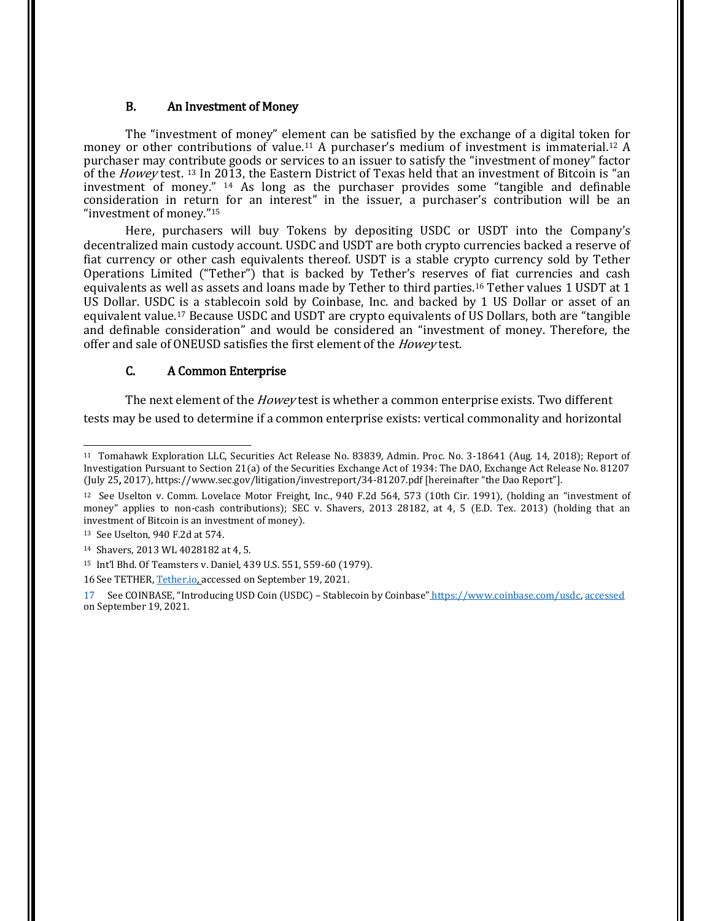### B. An Investment of Money

The "investment of money" element can be satisfied by the exchange of a digital token for money or other contributions of value.[11] A purchaser's medium of investment is immaterial.[12] A purchaser may contribute goods or services to an issuer to satisfy the "investment of money" factor of the *Howey* test. [13] In 2013, the Eastern District of Texas held that an investment of Bitcoin is "an investment of money." [14] As long as the purchaser provides some "tangible and definable consideration in return for an interest" in the issuer, a purchaser's contribution will be an "investment of money."[15]

Here, purchasers will buy Tokens by depositing USDC or USDT into the Company's decentralized main custody account. USDC and USDT are both crypto currencies backed a reserve of fiat currency or other cash equivalents thereof. USDT is a stable crypto currency sold by Tether Operations Limited ("Tether") that is backed by Tether's reserves of fiat currencies and cash equivalents as well as assets and loans made by Tether to third parties.[16] Tether values 1 USDT at 1 US Dollar. USDC is a stablecoin sold by Coinbase, Inc. and backed by 1 US Dollar or asset of an equivalent value.[17] Because USDC and USDT are crypto equivalents of US Dollars, both are "tangible and definable consideration" and would be considered an "investment of money. Therefore, the offer and sale of ONEUSD satisfies the first element of the *Howey* test.

### C. A Common Enterprise

The next element of the *Howey* test is whether a common enterprise exists. Two different tests may be used to determine if a common enterprise exists: vertical commonality and horizontal

---

11 Tomahawk Exploration LLC, Securities Act Release No. 83839, Admin. Proc. No. 3-18641 (Aug. 14, 2018); Report of Investigation Pursuant to Section 21(a) of the Securities Exchange Act of 1934: The DAO, Exchange Act Release No. 81207 (July 25, 2017), https://www.sec.gov/litigation/investreport/34-81207.pdf [hereinafter "the Dao Report"].

12 See Uselton v. Comm. Lovelace Motor Freight, Inc., 940 F.2d 564, 573 (10th Cir. 1991), (holding an "investment of money" applies to non-cash contributions); SEC v. Shavers, 2013 28182, at 4, 5 (E.D. Tex. 2013) (holding that an investment of Bitcoin is an investment of money).

13 See Uselton, 940 F.2d at 574.

14 Shavers, 2013 WL 4028182 at 4, 5.

15 Int'l Bhd. Of Teamsters v. Daniel, 439 U.S. 551, 559-60 (1979).

16 See TETHER, Tether.io, accessed on September 19, 2021.

17 See COINBASE, "Introducing USD Coin (USDC) – Stablecoin by Coinbase" https://www.coinbase.com/usdc, accessed on September 19, 2021.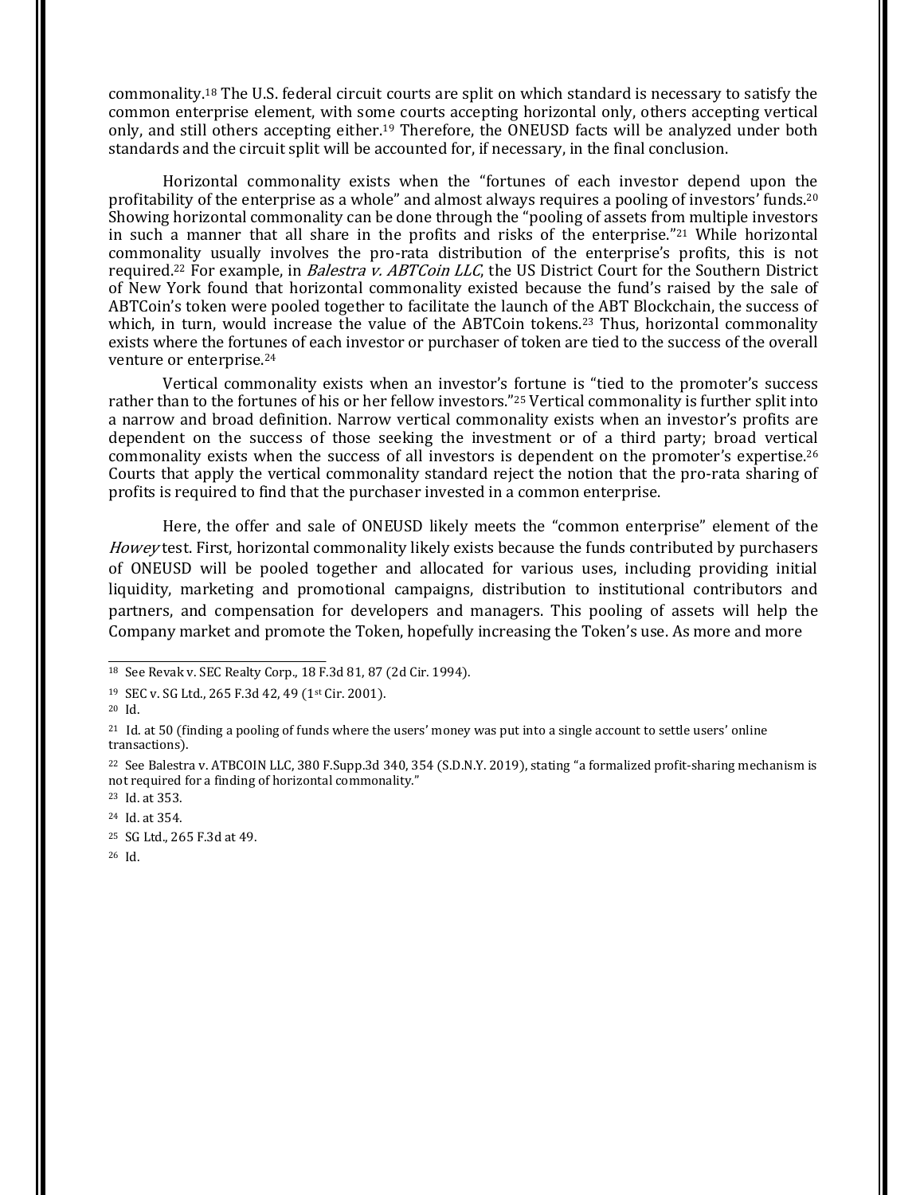commonality.[18] The U.S. federal circuit courts are split on which standard is necessary to satisfy the common enterprise element, with some courts accepting horizontal only, others accepting vertical only, and still others accepting either.[19] Therefore, the ONEUSD facts will be analyzed under both standards and the circuit split will be accounted for, if necessary, in the final conclusion.

Horizontal commonality exists when the "fortunes of each investor depend upon the profitability of the enterprise as a whole" and almost always requires a pooling of investors' funds.[20] Showing horizontal commonality can be done through the "pooling of assets from multiple investors in such a manner that all share in the profits and risks of the enterprise."[21] While horizontal commonality usually involves the pro-rata distribution of the enterprise's profits, this is not required.[22] For example, in *Balestra v. ABTCoin LLC*, the US District Court for the Southern District of New York found that horizontal commonality existed because the fund's raised by the sale of ABTCoin's token were pooled together to facilitate the launch of the ABT Blockchain, the success of which, in turn, would increase the value of the ABTCoin tokens.[23] Thus, horizontal commonality exists where the fortunes of each investor or purchaser of token are tied to the success of the overall venture or enterprise.[24]

Vertical commonality exists when an investor's fortune is "tied to the promoter's success rather than to the fortunes of his or her fellow investors."[25] Vertical commonality is further split into a narrow and broad definition. Narrow vertical commonality exists when an investor's profits are dependent on the success of those seeking the investment or of a third party; broad vertical commonality exists when the success of all investors is dependent on the promoter's expertise.[26] Courts that apply the vertical commonality standard reject the notion that the pro-rata sharing of profits is required to find that the purchaser invested in a common enterprise.

Here, the offer and sale of ONEUSD likely meets the "common enterprise" element of the *Howey* test. First, horizontal commonality likely exists because the funds contributed by purchasers of ONEUSD will be pooled together and allocated for various uses, including providing initial liquidity, marketing and promotional campaigns, distribution to institutional contributors and partners, and compensation for developers and managers. This pooling of assets will help the Company market and promote the Token, hopefully increasing the Token's use. As more and more

---

[18] See Revak v. SEC Realty Corp., 18 F.3d 81, 87 (2d Cir. 1994).

[19] SEC v. SG Ltd., 265 F.3d 42, 49 (1st Cir. 2001).

[20] Id.

[21] Id. at 50 (finding a pooling of funds where the users' money was put into a single account to settle users' online transactions).

[22] See Balestra v. ATBCOIN LLC, 380 F.Supp.3d 340, 354 (S.D.N.Y. 2019), stating "a formalized profit-sharing mechanism is not required for a finding of horizontal commonality."

[23] Id. at 353.

[24] Id. at 354.

[25] SG Ltd., 265 F.3d at 49.

[26] Id.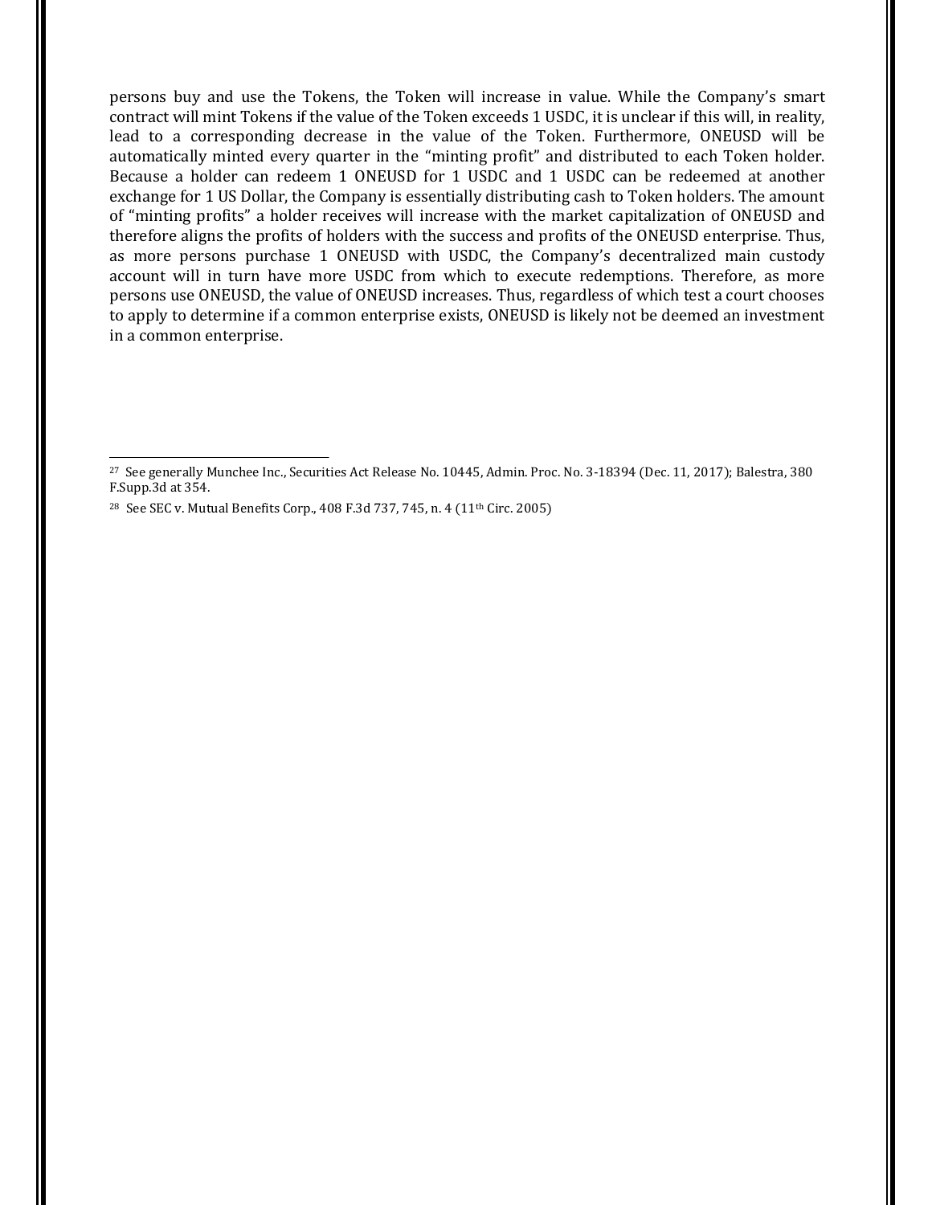persons buy and use the Tokens, the Token will increase in value. While the Company's smart contract will mint Tokens if the value of the Token exceeds 1 USDC, it is unclear if this will, in reality, lead to a corresponding decrease in the value of the Token. Furthermore, ONEUSD will be automatically minted every quarter in the "minting profit" and distributed to each Token holder. Because a holder can redeem 1 ONEUSD for 1 USDC and 1 USDC can be redeemed at another exchange for 1 US Dollar, the Company is essentially distributing cash to Token holders. The amount of "minting profits" a holder receives will increase with the market capitalization of ONEUSD and therefore aligns the profits of holders with the success and profits of the ONEUSD enterprise. Thus, as more persons purchase 1 ONEUSD with USDC, the Company's decentralized main custody account will in turn have more USDC from which to execute redemptions. Therefore, as more persons use ONEUSD, the value of ONEUSD increases. Thus, regardless of which test a court chooses to apply to determine if a common enterprise exists, ONEUSD is likely not be deemed an investment in a common enterprise.

---

[27] See generally Munchee Inc., Securities Act Release No. 10445, Admin. Proc. No. 3-18394 (Dec. 11, 2017); Balestra, 380 F.Supp.3d at 354.

[28] See SEC v. Mutual Benefits Corp., 408 F.3d 737, 745, n. 4 (11th Circ. 2005)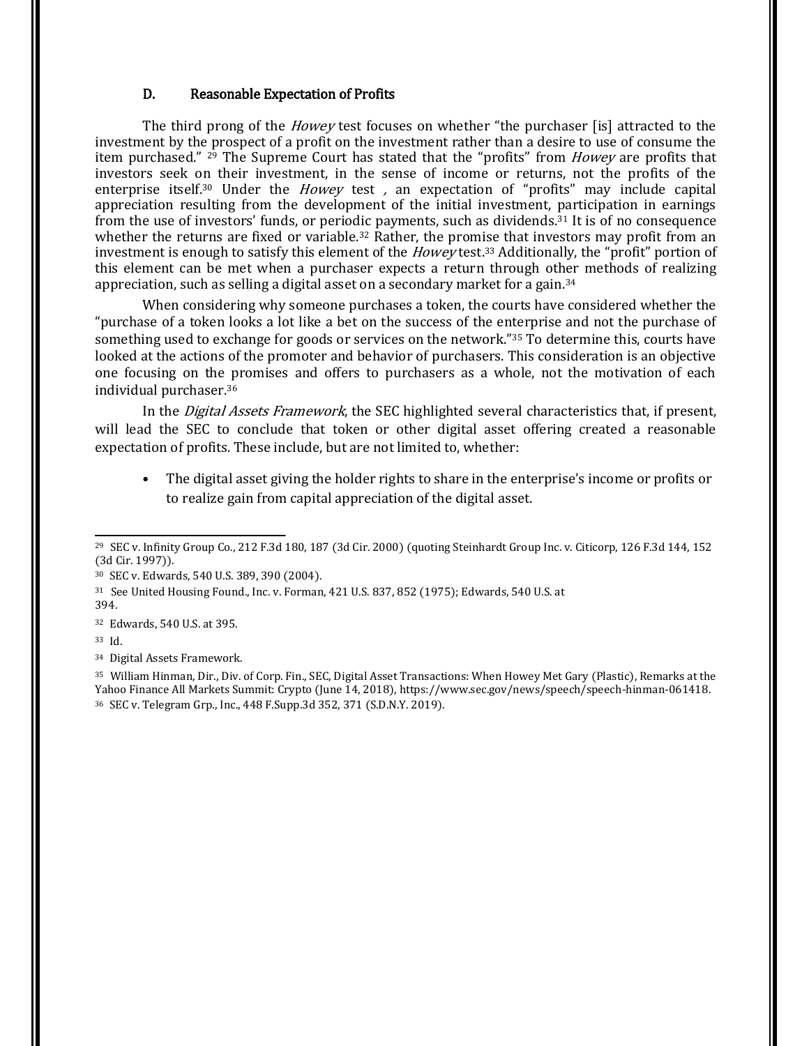### D. Reasonable Expectation of Profits

The third prong of the *Howey* test focuses on whether "the purchaser [is] attracted to the investment by the prospect of a profit on the investment rather than a desire to use of consume the item purchased." [29] The Supreme Court has stated that the "profits" from *Howey* are profits that investors seek on their investment, in the sense of income or returns, not the profits of the enterprise itself.[30] Under the *Howey* test *,* an expectation of "profits" may include capital appreciation resulting from the development of the initial investment, participation in earnings from the use of investors' funds, or periodic payments, such as dividends.[31] It is of no consequence whether the returns are fixed or variable.[32] Rather, the promise that investors may profit from an investment is enough to satisfy this element of the *Howey* test.[33] Additionally, the "profit" portion of this element can be met when a purchaser expects a return through other methods of realizing appreciation, such as selling a digital asset on a secondary market for a gain.[34]

When considering why someone purchases a token, the courts have considered whether the "purchase of a token looks a lot like a bet on the success of the enterprise and not the purchase of something used to exchange for goods or services on the network."[35] To determine this, courts have looked at the actions of the promoter and behavior of purchasers. This consideration is an objective one focusing on the promises and offers to purchasers as a whole, not the motivation of each individual purchaser.[36]

In the *Digital Assets Framework*, the SEC highlighted several characteristics that, if present, will lead the SEC to conclude that token or other digital asset offering created a reasonable expectation of profits. These include, but are not limited to, whether:

- The digital asset giving the holder rights to share in the enterprise's income or profits or to realize gain from capital appreciation of the digital asset.

---

[29] SEC v. Infinity Group Co., 212 F.3d 180, 187 (3d Cir. 2000) (quoting Steinhardt Group Inc. v. Citicorp, 126 F.3d 144, 152 (3d Cir. 1997)).

[30] SEC v. Edwards, 540 U.S. 389, 390 (2004).

[31] See United Housing Found., Inc. v. Forman, 421 U.S. 837, 852 (1975); Edwards, 540 U.S. at 394.

[32] Edwards, 540 U.S. at 395.

[33] Id.

[34] Digital Assets Framework.

[35] William Hinman, Dir., Div. of Corp. Fin., SEC, Digital Asset Transactions: When Howey Met Gary (Plastic), Remarks at the Yahoo Finance All Markets Summit: Crypto (June 14, 2018), https://www.sec.gov/news/speech/speech-hinman-061418.

[36] SEC v. Telegram Grp., Inc., 448 F.Supp.3d 352, 371 (S.D.N.Y. 2019).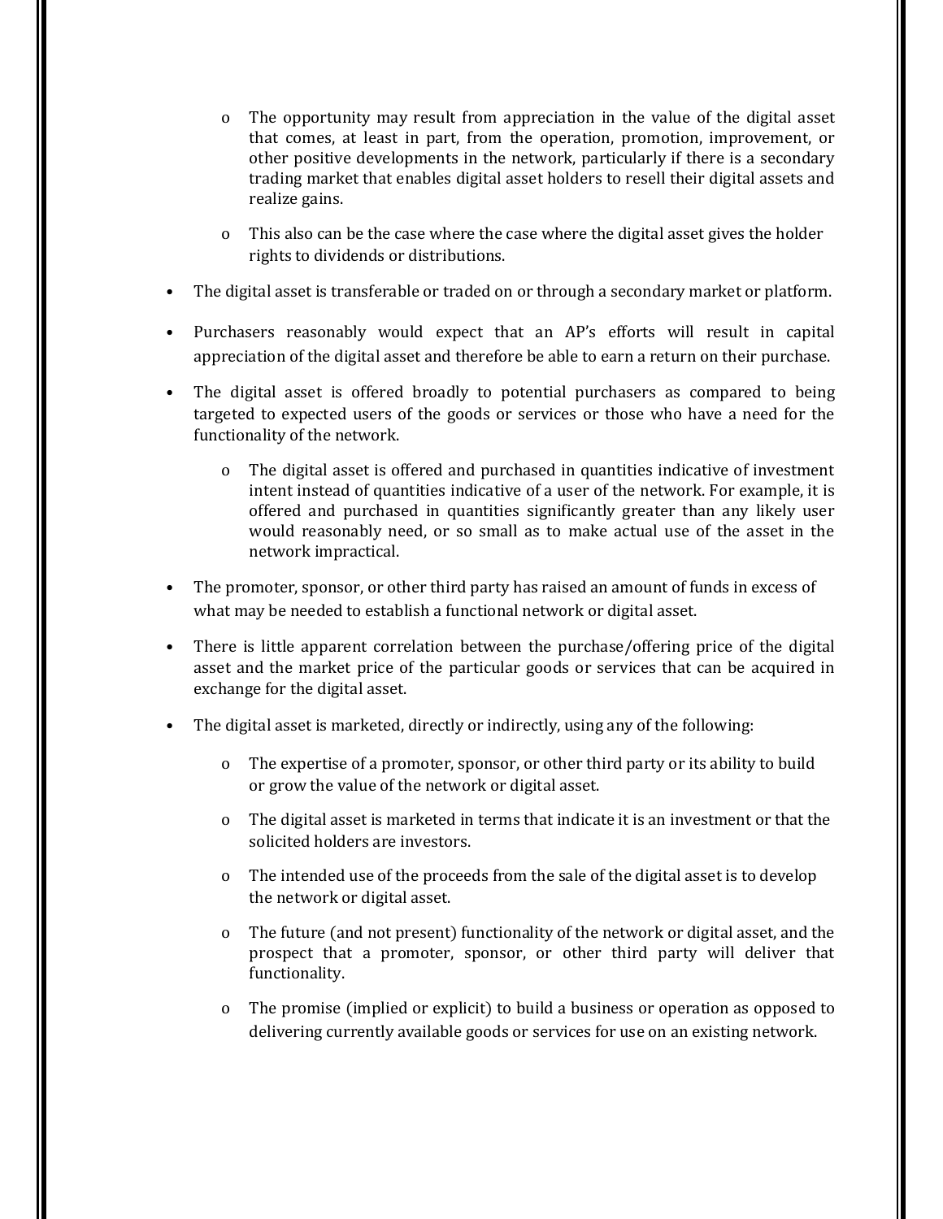- The opportunity may result from appreciation in the value of the digital asset that comes, at least in part, from the operation, promotion, improvement, or other positive developments in the network, particularly if there is a secondary trading market that enables digital asset holders to resell their digital assets and realize gains.
  - This also can be the case where the case where the digital asset gives the holder rights to dividends or distributions.

- The digital asset is transferable or traded on or through a secondary market or platform.
- Purchasers reasonably would expect that an AP's efforts will result in capital appreciation of the digital asset and therefore be able to earn a return on their purchase.
- The digital asset is offered broadly to potential purchasers as compared to being targeted to expected users of the goods or services or those who have a need for the functionality of the network.
  - The digital asset is offered and purchased in quantities indicative of investment intent instead of quantities indicative of a user of the network. For example, it is offered and purchased in quantities significantly greater than any likely user would reasonably need, or so small as to make actual use of the asset in the network impractical.
- The promoter, sponsor, or other third party has raised an amount of funds in excess of what may be needed to establish a functional network or digital asset.
- There is little apparent correlation between the purchase/offering price of the digital asset and the market price of the particular goods or services that can be acquired in exchange for the digital asset.
- The digital asset is marketed, directly or indirectly, using any of the following:
  - The expertise of a promoter, sponsor, or other third party or its ability to build or grow the value of the network or digital asset.
  - The digital asset is marketed in terms that indicate it is an investment or that the solicited holders are investors.
  - The intended use of the proceeds from the sale of the digital asset is to develop the network or digital asset.
  - The future (and not present) functionality of the network or digital asset, and the prospect that a promoter, sponsor, or other third party will deliver that functionality.
  - The promise (implied or explicit) to build a business or operation as opposed to delivering currently available goods or services for use on an existing network.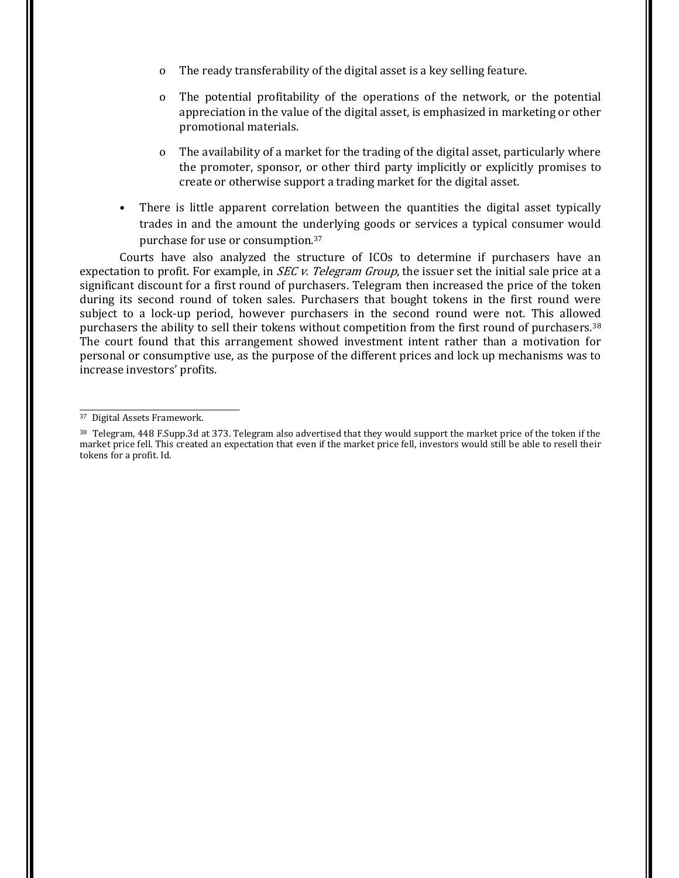- The ready transferability of the digital asset is a key selling feature.
  - The potential profitability of the operations of the network, or the potential appreciation in the value of the digital asset, is emphasized in marketing or other promotional materials.
  - The availability of a market for the trading of the digital asset, particularly where the promoter, sponsor, or other third party implicitly or explicitly promises to create or otherwise support a trading market for the digital asset.

- There is little apparent correlation between the quantities the digital asset typically trades in and the amount the underlying goods or services a typical consumer would purchase for use or consumption.[37]

Courts have also analyzed the structure of ICOs to determine if purchasers have an expectation to profit. For example, in *SEC v. Telegram Group*, the issuer set the initial sale price at a significant discount for a first round of purchasers. Telegram then increased the price of the token during its second round of token sales. Purchasers that bought tokens in the first round were subject to a lock-up period, however purchasers in the second round were not. This allowed purchasers the ability to sell their tokens without competition from the first round of purchasers.[38] The court found that this arrangement showed investment intent rather than a motivation for personal or consumptive use, as the purpose of the different prices and lock up mechanisms was to increase investors' profits.

---

[37] Digital Assets Framework.

[38] Telegram, 448 F.Supp.3d at 373. Telegram also advertised that they would support the market price of the token if the market price fell. This created an expectation that even if the market price fell, investors would still be able to resell their tokens for a profit. Id.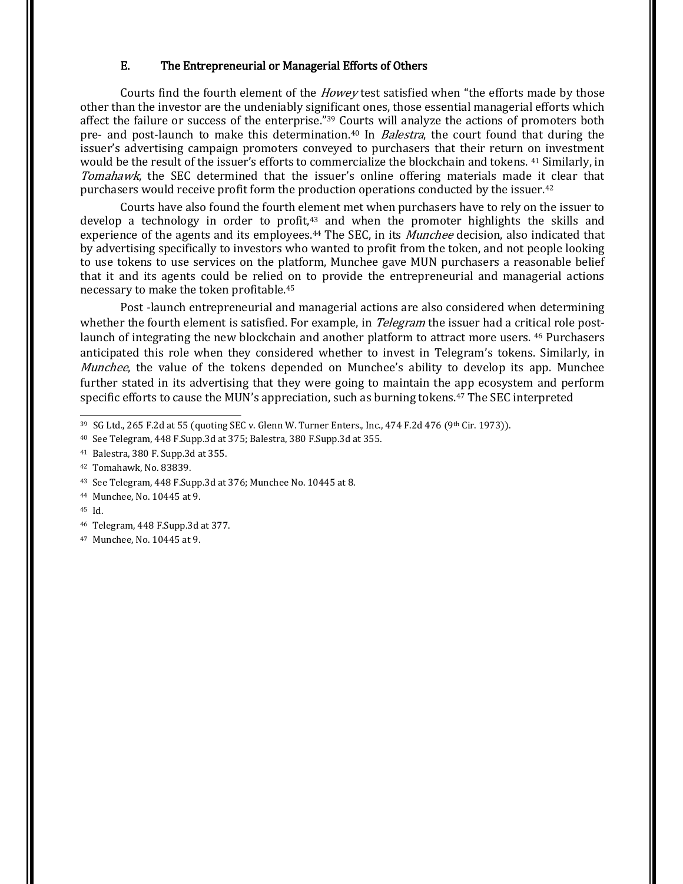### E. The Entrepreneurial or Managerial Efforts of Others

Courts find the fourth element of the *Howey* test satisfied when "the efforts made by those other than the investor are the undeniably significant ones, those essential managerial efforts which affect the failure or success of the enterprise."[39] Courts will analyze the actions of promoters both pre- and post-launch to make this determination.[40] In *Balestra*, the court found that during the issuer's advertising campaign promoters conveyed to purchasers that their return on investment would be the result of the issuer's efforts to commercialize the blockchain and tokens. [41] Similarly, in *Tomahawk*, the SEC determined that the issuer's online offering materials made it clear that purchasers would receive profit form the production operations conducted by the issuer.[42]

Courts have also found the fourth element met when purchasers have to rely on the issuer to develop a technology in order to profit,[43] and when the promoter highlights the skills and experience of the agents and its employees.[44] The SEC, in its *Munchee* decision, also indicated that by advertising specifically to investors who wanted to profit from the token, and not people looking to use tokens to use services on the platform, Munchee gave MUN purchasers a reasonable belief that it and its agents could be relied on to provide the entrepreneurial and managerial actions necessary to make the token profitable.[45]

Post -launch entrepreneurial and managerial actions are also considered when determining whether the fourth element is satisfied. For example, in *Telegram* the issuer had a critical role post-launch of integrating the new blockchain and another platform to attract more users. [46] Purchasers anticipated this role when they considered whether to invest in Telegram's tokens. Similarly, in *Munchee*, the value of the tokens depended on Munchee's ability to develop its app. Munchee further stated in its advertising that they were going to maintain the app ecosystem and perform specific efforts to cause the MUN's appreciation, such as burning tokens.[47] The SEC interpreted

---

[39] SG Ltd., 265 F.2d at 55 (quoting SEC v. Glenn W. Turner Enters., Inc., 474 F.2d 476 (9th Cir. 1973)).

[40] See Telegram, 448 F.Supp.3d at 375; Balestra, 380 F.Supp.3d at 355.

[41] Balestra, 380 F. Supp.3d at 355.

[42] Tomahawk, No. 83839.

[43] See Telegram, 448 F.Supp.3d at 376; Munchee No. 10445 at 8.

[44] Munchee, No. 10445 at 9.

[45] Id.

[46] Telegram, 448 F.Supp.3d at 377.

[47] Munchee, No. 10445 at 9.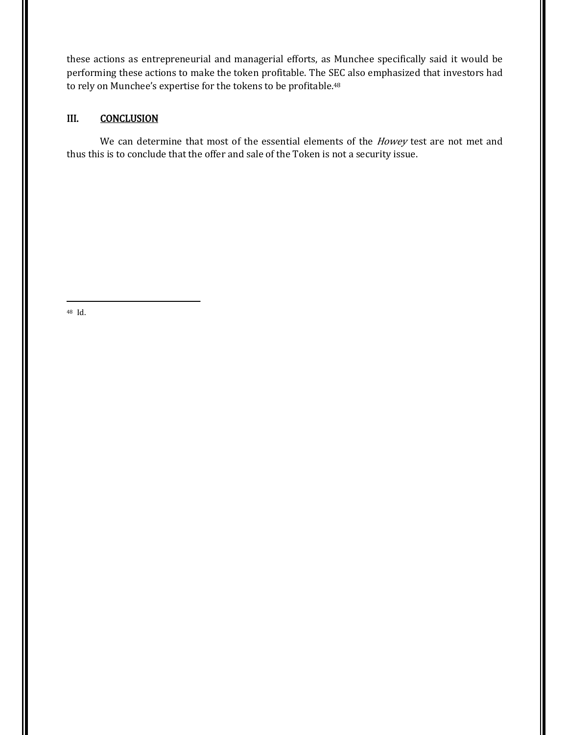these actions as entrepreneurial and managerial efforts, as Munchee specifically said it would be performing these actions to make the token profitable. The SEC also emphasized that investors had to rely on Munchee's expertise for the tokens to be profitable.[48]

## III. CONCLUSION

We can determine that most of the essential elements of the *Howey* test are not met and thus this is to conclude that the offer and sale of the Token is not a security issue.

---

[48] Id.